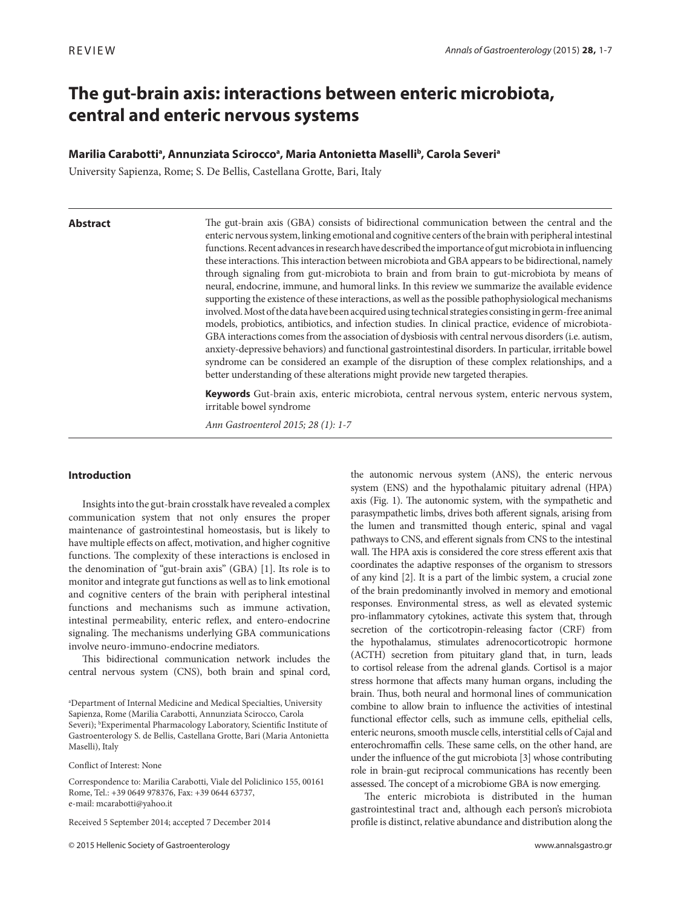REVIEW

# The gut-brain axis: interactions between enteric microbiota, central and enteric nervous systems

**Marilia Carabotti[a], Annunziata Scirocco[a], Maria Antonietta Maselli[b], Carola Severi[a]**

University Sapienza, Rome; S. De Bellis, Castellana Grotte, Bari, Italy

**Abstract**

The gut-brain axis (GBA) consists of bidirectional communication between the central and the enteric nervous system, linking emotional and cognitive centers of the brain with peripheral intestinal functions. Recent advances in research have described the importance of gut microbiota in influencing these interactions. This interaction between microbiota and GBA appears to be bidirectional, namely through signaling from gut-microbiota to brain and from brain to gut-microbiota by means of neural, endocrine, immune, and humoral links. In this review we summarize the available evidence supporting the existence of these interactions, as well as the possible pathophysiological mechanisms involved. Most of the data have been acquired using technical strategies consisting in germ-free animal models, probiotics, antibiotics, and infection studies. In clinical practice, evidence of microbiota-GBA interactions comes from the association of dysbiosis with central nervous disorders (i.e. autism, anxiety-depressive behaviors) and functional gastrointestinal disorders. In particular, irritable bowel syndrome can be considered an example of the disruption of these complex relationships, and a better understanding of these alterations might provide new targeted therapies.

**Keywords** Gut-brain axis, enteric microbiota, central nervous system, enteric nervous system, irritable bowel syndrome

*Ann Gastroenterol 2015; 28 (1): 1-7*

## Introduction

Insights into the gut-brain crosstalk have revealed a complex communication system that not only ensures the proper maintenance of gastrointestinal homeostasis, but is likely to have multiple effects on affect, motivation, and higher cognitive functions. The complexity of these interactions is enclosed in the denomination of "gut-brain axis" (GBA) [1]. Its role is to monitor and integrate gut functions as well as to link emotional and cognitive centers of the brain with peripheral intestinal functions and mechanisms such as immune activation, intestinal permeability, enteric reflex, and entero-endocrine signaling. The mechanisms underlying GBA communications involve neuro-immuno-endocrine mediators.

This bidirectional communication network includes the central nervous system (CNS), both brain and spinal cord, the autonomic nervous system (ANS), the enteric nervous system (ENS) and the hypothalamic pituitary adrenal (HPA) axis (Fig. 1). The autonomic system, with the sympathetic and parasympathetic limbs, drives both afferent signals, arising from the lumen and transmitted though enteric, spinal and vagal pathways to CNS, and efferent signals from CNS to the intestinal wall. The HPA axis is considered the core stress efferent axis that coordinates the adaptive responses of the organism to stressors of any kind [2]. It is a part of the limbic system, a crucial zone of the brain predominantly involved in memory and emotional responses. Environmental stress, as well as elevated systemic pro-inflammatory cytokines, activate this system that, through secretion of the corticotropin-releasing factor (CRF) from the hypothalamus, stimulates adrenocorticotropic hormone (ACTH) secretion from pituitary gland that, in turn, leads to cortisol release from the adrenal glands. Cortisol is a major stress hormone that affects many human organs, including the brain. Thus, both neural and hormonal lines of communication combine to allow brain to influence the activities of intestinal functional effector cells, such as immune cells, epithelial cells, enteric neurons, smooth muscle cells, interstitial cells of Cajal and enterochromaffin cells. These same cells, on the other hand, are under the influence of the gut microbiota [3] whose contributing role in brain-gut reciprocal communications has recently been assessed. The concept of a microbiome GBA is now emerging.

The enteric microbiota is distributed in the human gastrointestinal tract and, although each person's microbiota profile is distinct, relative abundance and distribution along the

[a]Department of Internal Medicine and Medical Specialties, University Sapienza, Rome (Marilia Carabotti, Annunziata Scirocco, Carola Severi); [b]Experimental Pharmacology Laboratory, Scientific Institute of Gastroenterology S. de Bellis, Castellana Grotte, Bari (Maria Antonietta Maselli), Italy

Conflict of Interest: None

Correspondence to: Marilia Carabotti, Viale del Policlinico 155, 00161 Rome, Tel.: +39 0649 978376, Fax: +39 0644 63737, e-mail: mcarabotti@yahoo.it

Received 5 September 2014; accepted 7 December 2014

© 2015 Hellenic Society of Gastroenterology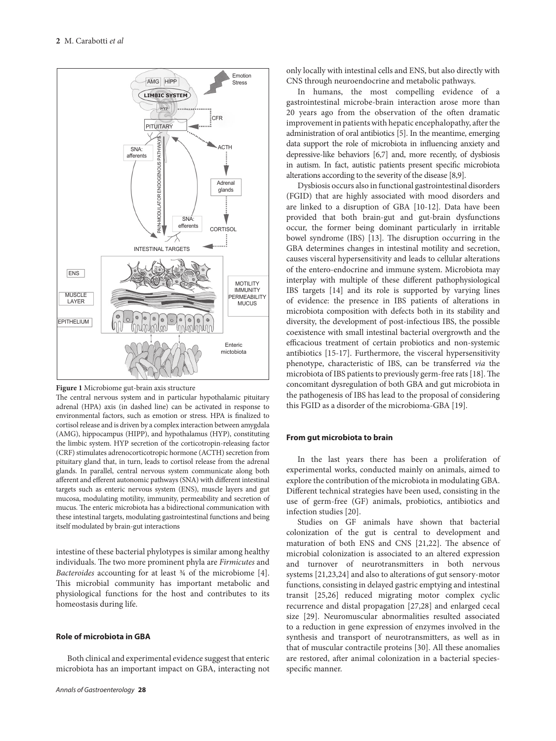**Figure 1** Microbiome gut-brain axis structure

The central nervous system and in particular hypothalamic pituitary adrenal (HPA) axis (in dashed line) can be activated in response to environmental factors, such as emotion or stress. HPA is finalized to cortisol release and is driven by a complex interaction between amygdala (AMG), hippocampus (HIPP), and hypothalamus (HYP), constituting the limbic system. HYP secretion of the corticotropin-releasing factor (CRF) stimulates adrenocorticotropic hormone (ACTH) secretion from pituitary gland that, in turn, leads to cortisol release from the adrenal glands. In parallel, central nervous system communicate along both afferent and efferent autonomic pathways (SNA) with different intestinal targets such as enteric nervous system (ENS), muscle layers and gut mucosa, modulating motility, immunity, permeability and secretion of mucus. The enteric microbiota has a bidirectional communication with these intestinal targets, modulating gastrointestinal functions and being itself modulated by brain-gut interactions

intestine of these bacterial phylotypes is similar among healthy individuals. The two more prominent phyla are *Firmicutes* and *Bacteroides* accounting for at least ¾ of the microbiome [4]. This microbial community has important metabolic and physiological functions for the host and contributes to its homeostasis during life.

## Role of microbiota in GBA

Both clinical and experimental evidence suggest that enteric microbiota has an important impact on GBA, interacting not only locally with intestinal cells and ENS, but also directly with CNS through neuroendocrine and metabolic pathways.

In humans, the most compelling evidence of a gastrointestinal microbe-brain interaction arose more than 20 years ago from the observation of the often dramatic improvement in patients with hepatic encephalopathy, after the administration of oral antibiotics [5]. In the meantime, emerging data support the role of microbiota in influencing anxiety and depressive-like behaviors [6,7] and, more recently, of dysbiosis in autism. In fact, autistic patients present specific microbiota alterations according to the severity of the disease [8,9].

Dysbiosis occurs also in functional gastrointestinal disorders (FGID) that are highly associated with mood disorders and are linked to a disruption of GBA [10-12]. Data have been provided that both brain-gut and gut-brain dysfunctions occur, the former being dominant particularly in irritable bowel syndrome (IBS) [13]. The disruption occurring in the GBA determines changes in intestinal motility and secretion, causes visceral hypersensitivity and leads to cellular alterations of the entero-endocrine and immune system. Microbiota may interplay with multiple of these different pathophysiological IBS targets [14] and its role is supported by varying lines of evidence: the presence in IBS patients of alterations in microbiota composition with defects both in its stability and diversity, the development of post-infectious IBS, the possible coexistence with small intestinal bacterial overgrowth and the efficacious treatment of certain probiotics and non-systemic antibiotics [15-17]. Furthermore, the visceral hypersensitivity phenotype, characteristic of IBS, can be transferred *via* the microbiota of IBS patients to previously germ-free rats [18]. The concomitant dysregulation of both GBA and gut microbiota in the pathogenesis of IBS has lead to the proposal of considering this FGID as a disorder of the microbioma-GBA [19].

## From gut microbiota to brain

In the last years there has been a proliferation of experimental works, conducted mainly on animals, aimed to explore the contribution of the microbiota in modulating GBA. Different technical strategies have been used, consisting in the use of germ-free (GF) animals, probiotics, antibiotics and infection studies [20].

Studies on GF animals have shown that bacterial colonization of the gut is central to development and maturation of both ENS and CNS [21,22]. The absence of microbial colonization is associated to an altered expression and turnover of neurotransmitters in both nervous systems [21,23,24] and also to alterations of gut sensory-motor functions, consisting in delayed gastric emptying and intestinal transit [25,26] reduced migrating motor complex cyclic recurrence and distal propagation [27,28] and enlarged cecal size [29]. Neuromuscular abnormalities resulted associated to a reduction in gene expression of enzymes involved in the synthesis and transport of neurotransmitters, as well as in that of muscular contractile proteins [30]. All these anomalies are restored, after animal colonization in a bacterial species-specific manner.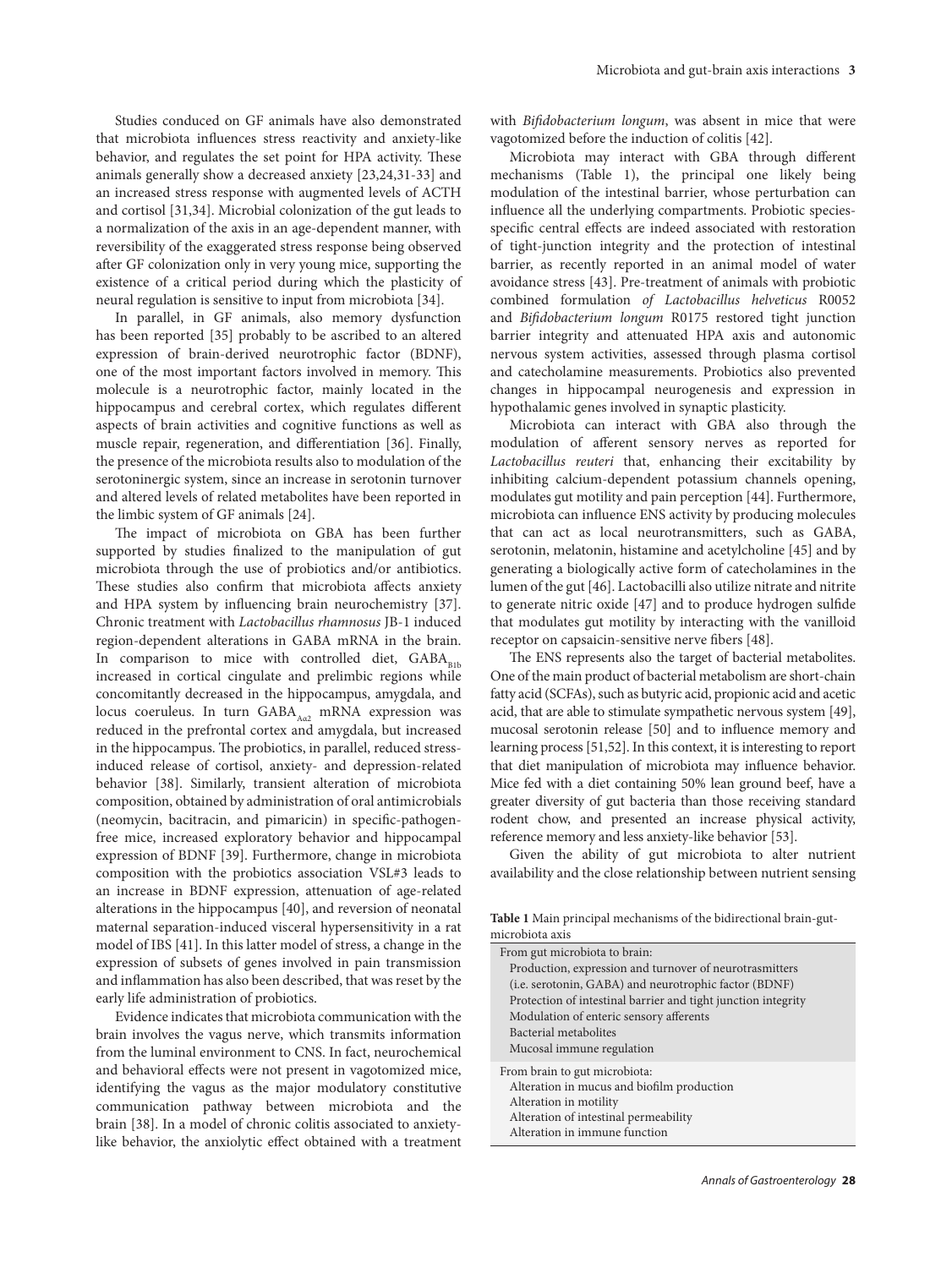Studies conduced on GF animals have also demonstrated that microbiota influences stress reactivity and anxiety-like behavior, and regulates the set point for HPA activity. These animals generally show a decreased anxiety [23,24,31-33] and an increased stress response with augmented levels of ACTH and cortisol [31,34]. Microbial colonization of the gut leads to a normalization of the axis in an age-dependent manner, with reversibility of the exaggerated stress response being observed after GF colonization only in very young mice, supporting the existence of a critical period during which the plasticity of neural regulation is sensitive to input from microbiota [34].

In parallel, in GF animals, also memory dysfunction has been reported [35] probably to be ascribed to an altered expression of brain-derived neurotrophic factor (BDNF), one of the most important factors involved in memory. This molecule is a neurotrophic factor, mainly located in the hippocampus and cerebral cortex, which regulates different aspects of brain activities and cognitive functions as well as muscle repair, regeneration, and differentiation [36]. Finally, the presence of the microbiota results also to modulation of the serotoninergic system, since an increase in serotonin turnover and altered levels of related metabolites have been reported in the limbic system of GF animals [24].

The impact of microbiota on GBA has been further supported by studies finalized to the manipulation of gut microbiota through the use of probiotics and/or antibiotics. These studies also confirm that microbiota affects anxiety and HPA system by influencing brain neurochemistry [37]. Chronic treatment with *Lactobacillus rhamnosus* JB-1 induced region-dependent alterations in GABA mRNA in the brain. In comparison to mice with controlled diet, $GABA_{B1b}$ increased in cortical cingulate and prelimbic regions while concomitantly decreased in the hippocampus, amygdala, and locus coeruleus. In turn $GABA_{Aa2}$ mRNA expression was reduced in the prefrontal cortex and amygdala, but increased in the hippocampus. The probiotics, in parallel, reduced stress-induced release of cortisol, anxiety- and depression-related behavior [38]. Similarly, transient alteration of microbiota composition, obtained by administration of oral antimicrobials (neomycin, bacitracin, and pimaricin) in specific-pathogen-free mice, increased exploratory behavior and hippocampal expression of BDNF [39]. Furthermore, change in microbiota composition with the probiotics association VSL#3 leads to an increase in BDNF expression, attenuation of age-related alterations in the hippocampus [40], and reversion of neonatal maternal separation-induced visceral hypersensitivity in a rat model of IBS [41]. In this latter model of stress, a change in the expression of subsets of genes involved in pain transmission and inflammation has also been described, that was reset by the early life administration of probiotics.

Evidence indicates that microbiota communication with the brain involves the vagus nerve, which transmits information from the luminal environment to CNS. In fact, neurochemical and behavioral effects were not present in vagotomized mice, identifying the vagus as the major modulatory constitutive communication pathway between microbiota and the brain [38]. In a model of chronic colitis associated to anxiety-like behavior, the anxiolytic effect obtained with a treatment with *Bifidobacterium longum*, was absent in mice that were vagotomized before the induction of colitis [42].

Microbiota may interact with GBA through different mechanisms (Table 1), the principal one likely being modulation of the intestinal barrier, whose perturbation can influence all the underlying compartments. Probiotic species-specific central effects are indeed associated with restoration of tight-junction integrity and the protection of intestinal barrier, as recently reported in an animal model of water avoidance stress [43]. Pre-treatment of animals with probiotic combined formulation *of Lactobacillus helveticus* R0052 and *Bifidobacterium longum* R0175 restored tight junction barrier integrity and attenuated HPA axis and autonomic nervous system activities, assessed through plasma cortisol and catecholamine measurements. Probiotics also prevented changes in hippocampal neurogenesis and expression in hypothalamic genes involved in synaptic plasticity.

Microbiota can interact with GBA also through the modulation of afferent sensory nerves as reported for *Lactobacillus reuteri* that, enhancing their excitability by inhibiting calcium-dependent potassium channels opening, modulates gut motility and pain perception [44]. Furthermore, microbiota can influence ENS activity by producing molecules that can act as local neurotransmitters, such as GABA, serotonin, melatonin, histamine and acetylcholine [45] and by generating a biologically active form of catecholamines in the lumen of the gut [46]. Lactobacilli also utilize nitrate and nitrite to generate nitric oxide [47] and to produce hydrogen sulfide that modulates gut motility by interacting with the vanilloid receptor on capsaicin-sensitive nerve fibers [48].

The ENS represents also the target of bacterial metabolites. One of the main product of bacterial metabolism are short-chain fatty acid (SCFAs), such as butyric acid, propionic acid and acetic acid, that are able to stimulate sympathetic nervous system [49], mucosal serotonin release [50] and to influence memory and learning process [51,52]. In this context, it is interesting to report that diet manipulation of microbiota may influence behavior. Mice fed with a diet containing 50% lean ground beef, have a greater diversity of gut bacteria than those receiving standard rodent chow, and presented an increase physical activity, reference memory and less anxiety-like behavior [53].

Given the ability of gut microbiota to alter nutrient availability and the close relationship between nutrient sensing

**Table 1** Main principal mechanisms of the bidirectional brain-gut-microbiota axis

| |
|---|
| From gut microbiota to brain: |
| Production, expression and turnover of neurotrasmitters (i.e. serotonin, GABA) and neurotrophic factor (BDNF) |
| Protection of intestinal barrier and tight junction integrity |
| Modulation of enteric sensory afferents |
| Bacterial metabolites |
| Mucosal immune regulation |
| From brain to gut microbiota: |
| Alteration in mucus and biofilm production |
| Alteration in motility |
| Alteration of intestinal permeability |
| Alteration in immune function |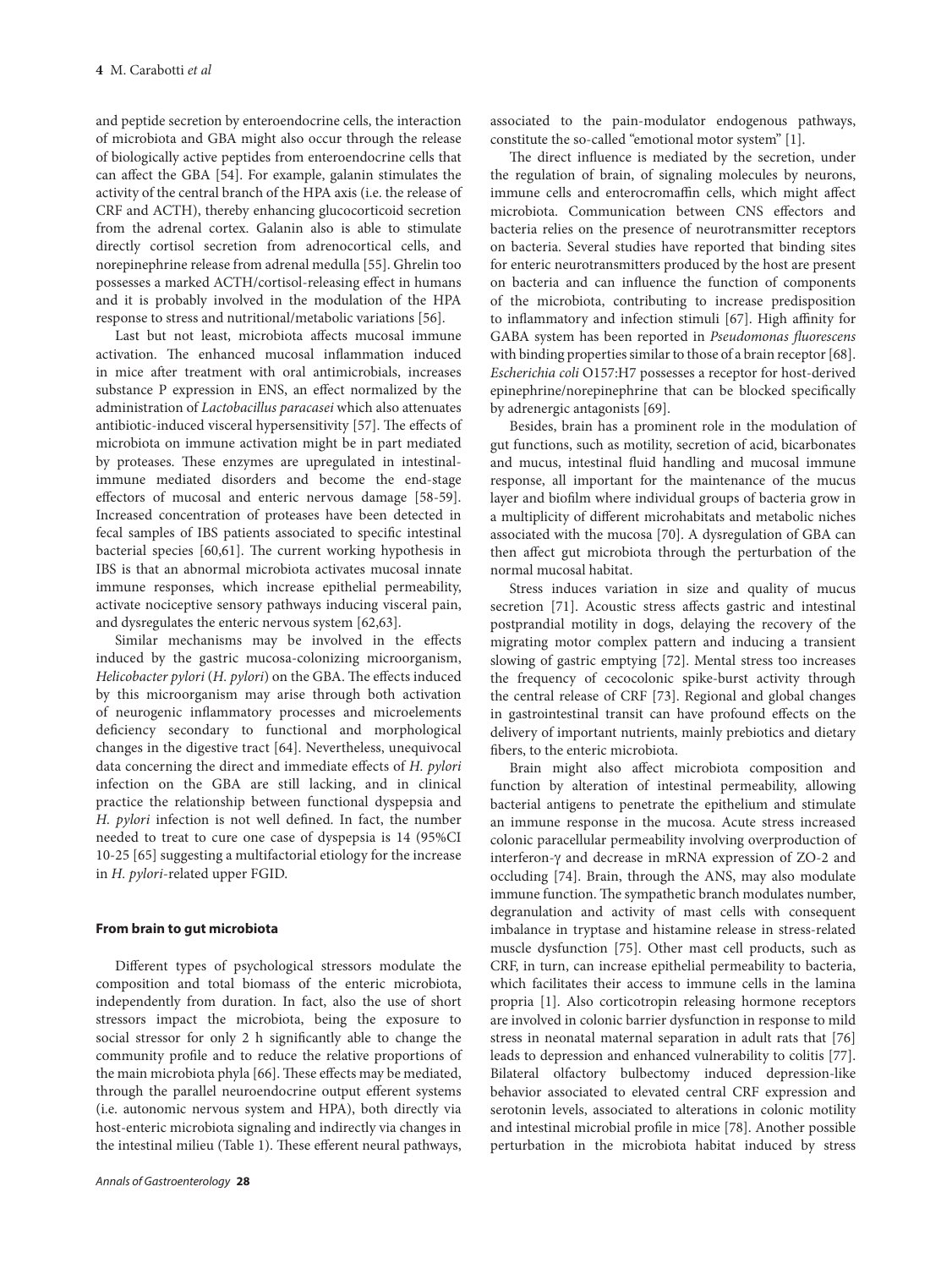and peptide secretion by enteroendocrine cells, the interaction of microbiota and GBA might also occur through the release of biologically active peptides from enteroendocrine cells that can affect the GBA [54]. For example, galanin stimulates the activity of the central branch of the HPA axis (i.e. the release of CRF and ACTH), thereby enhancing glucocorticoid secretion from the adrenal cortex. Galanin also is able to stimulate directly cortisol secretion from adrenocortical cells, and norepinephrine release from adrenal medulla [55]. Ghrelin too possesses a marked ACTH/cortisol-releasing effect in humans and it is probably involved in the modulation of the HPA response to stress and nutritional/metabolic variations [56].

Last but not least, microbiota affects mucosal immune activation. The enhanced mucosal inflammation induced in mice after treatment with oral antimicrobials, increases substance P expression in ENS, an effect normalized by the administration of *Lactobacillus paracasei* which also attenuates antibiotic-induced visceral hypersensitivity [57]. The effects of microbiota on immune activation might be in part mediated by proteases. These enzymes are upregulated in intestinal-immune mediated disorders and become the end-stage effectors of mucosal and enteric nervous damage [58-59]. Increased concentration of proteases have been detected in fecal samples of IBS patients associated to specific intestinal bacterial species [60,61]. The current working hypothesis in IBS is that an abnormal microbiota activates mucosal innate immune responses, which increase epithelial permeability, activate nociceptive sensory pathways inducing visceral pain, and dysregulates the enteric nervous system [62,63].

Similar mechanisms may be involved in the effects induced by the gastric mucosa-colonizing microorganism, *Helicobacter pylori* (*H. pylori*) on the GBA. The effects induced by this microorganism may arise through both activation of neurogenic inflammatory processes and microelements deficiency secondary to functional and morphological changes in the digestive tract [64]. Nevertheless, unequivocal data concerning the direct and immediate effects of *H. pylori* infection on the GBA are still lacking, and in clinical practice the relationship between functional dyspepsia and *H. pylori* infection is not well defined. In fact, the number needed to treat to cure one case of dyspepsia is 14 (95%CI 10-25 [65] suggesting a multifactorial etiology for the increase in *H. pylori*-related upper FGID.

#### From brain to gut microbiota

Different types of psychological stressors modulate the composition and total biomass of the enteric microbiota, independently from duration. In fact, also the use of short stressors impact the microbiota, being the exposure to social stressor for only 2 h significantly able to change the community profile and to reduce the relative proportions of the main microbiota phyla [66]. These effects may be mediated, through the parallel neuroendocrine output efferent systems (i.e. autonomic nervous system and HPA), both directly via host-enteric microbiota signaling and indirectly via changes in the intestinal milieu (Table 1). These efferent neural pathways, associated to the pain-modulator endogenous pathways, constitute the so-called "emotional motor system" [1].

The direct influence is mediated by the secretion, under the regulation of brain, of signaling molecules by neurons, immune cells and enterocromaffin cells, which might affect microbiota. Communication between CNS effectors and bacteria relies on the presence of neurotransmitter receptors on bacteria. Several studies have reported that binding sites for enteric neurotransmitters produced by the host are present on bacteria and can influence the function of components of the microbiota, contributing to increase predisposition to inflammatory and infection stimuli [67]. High affinity for GABA system has been reported in *Pseudomonas fluorescens* with binding properties similar to those of a brain receptor [68]. *Escherichia coli* O157:H7 possesses a receptor for host-derived epinephrine/norepinephrine that can be blocked specifically by adrenergic antagonists [69].

Besides, brain has a prominent role in the modulation of gut functions, such as motility, secretion of acid, bicarbonates and mucus, intestinal fluid handling and mucosal immune response, all important for the maintenance of the mucus layer and biofilm where individual groups of bacteria grow in a multiplicity of different microhabitats and metabolic niches associated with the mucosa [70]. A dysregulation of GBA can then affect gut microbiota through the perturbation of the normal mucosal habitat.

Stress induces variation in size and quality of mucus secretion [71]. Acoustic stress affects gastric and intestinal postprandial motility in dogs, delaying the recovery of the migrating motor complex pattern and inducing a transient slowing of gastric emptying [72]. Mental stress too increases the frequency of cecocolonic spike-burst activity through the central release of CRF [73]. Regional and global changes in gastrointestinal transit can have profound effects on the delivery of important nutrients, mainly prebiotics and dietary fibers, to the enteric microbiota.

Brain might also affect microbiota composition and function by alteration of intestinal permeability, allowing bacterial antigens to penetrate the epithelium and stimulate an immune response in the mucosa. Acute stress increased colonic paracellular permeability involving overproduction of interferon-γ and decrease in mRNA expression of ZO-2 and occluding [74]. Brain, through the ANS, may also modulate immune function. The sympathetic branch modulates number, degranulation and activity of mast cells with consequent imbalance in tryptase and histamine release in stress-related muscle dysfunction [75]. Other mast cell products, such as CRF, in turn, can increase epithelial permeability to bacteria, which facilitates their access to immune cells in the lamina propria [1]. Also corticotropin releasing hormone receptors are involved in colonic barrier dysfunction in response to mild stress in neonatal maternal separation in adult rats that [76] leads to depression and enhanced vulnerability to colitis [77]. Bilateral olfactory bulbectomy induced depression-like behavior associated to elevated central CRF expression and serotonin levels, associated to alterations in colonic motility and intestinal microbial profile in mice [78]. Another possible perturbation in the microbiota habitat induced by stress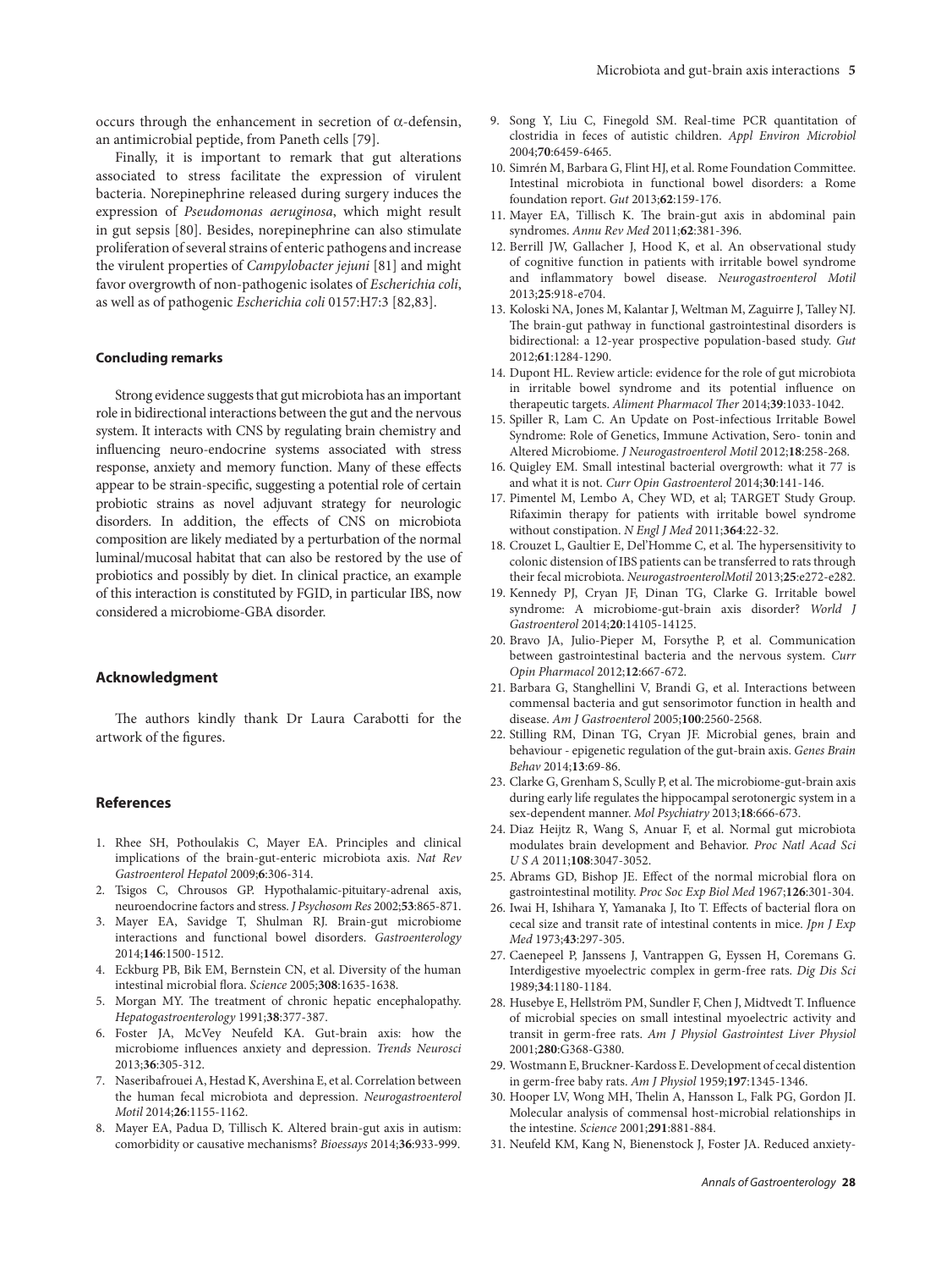occurs through the enhancement in secretion of α-defensin, an antimicrobial peptide, from Paneth cells [79].

Finally, it is important to remark that gut alterations associated to stress facilitate the expression of virulent bacteria. Norepinephrine released during surgery induces the expression of *Pseudomonas aeruginosa*, which might result in gut sepsis [80]. Besides, norepinephrine can also stimulate proliferation of several strains of enteric pathogens and increase the virulent properties of *Campylobacter jejuni* [81] and might favor overgrowth of non-pathogenic isolates of *Escherichia coli*, as well as of pathogenic *Escherichia coli* 0157:H7:3 [82,83].

### Concluding remarks

Strong evidence suggests that gut microbiota has an important role in bidirectional interactions between the gut and the nervous system. It interacts with CNS by regulating brain chemistry and influencing neuro-endocrine systems associated with stress response, anxiety and memory function. Many of these effects appear to be strain-specific, suggesting a potential role of certain probiotic strains as novel adjuvant strategy for neurologic disorders. In addition, the effects of CNS on microbiota composition are likely mediated by a perturbation of the normal luminal/mucosal habitat that can also be restored by the use of probiotics and possibly by diet. In clinical practice, an example of this interaction is constituted by FGID, in particular IBS, now considered a microbiome-GBA disorder.

### Acknowledgment

The authors kindly thank Dr Laura Carabotti for the artwork of the figures.

### References

1. Rhee SH, Pothoulakis C, Mayer EA. Principles and clinical implications of the brain-gut-enteric microbiota axis. *Nat Rev Gastroenterol Hepatol* 2009;**6**:306-314.
2. Tsigos C, Chrousos GP. Hypothalamic-pituitary-adrenal axis, neuroendocrine factors and stress. *J Psychosom Res* 2002;**53**:865-871.
3. Mayer EA, Savidge T, Shulman RJ. Brain-gut microbiome interactions and functional bowel disorders. *Gastroenterology* 2014;**146**:1500-1512.
4. Eckburg PB, Bik EM, Bernstein CN, et al. Diversity of the human intestinal microbial flora. *Science* 2005;**308**:1635-1638.
5. Morgan MY. The treatment of chronic hepatic encephalopathy. *Hepatogastroenterology* 1991;**38**:377-387.
6. Foster JA, McVey Neufeld KA. Gut-brain axis: how the microbiome influences anxiety and depression. *Trends Neurosci* 2013;**36**:305-312.
7. Naseribafrouei A, Hestad K, Avershina E, et al. Correlation between the human fecal microbiota and depression. *Neurogastroenterol Motil* 2014;**26**:1155-1162.
8. Mayer EA, Padua D, Tillisch K. Altered brain-gut axis in autism: comorbidity or causative mechanisms? *Bioessays* 2014;**36**:933-999.
9. Song Y, Liu C, Finegold SM. Real-time PCR quantitation of clostridia in feces of autistic children. *Appl Environ Microbiol* 2004;**70**:6459-6465.
10. Simrén M, Barbara G, Flint HJ, et al. Rome Foundation Committee. Intestinal microbiota in functional bowel disorders: a Rome foundation report. *Gut* 2013;**62**:159-176.
11. Mayer EA, Tillisch K. The brain-gut axis in abdominal pain syndromes. *Annu Rev Med* 2011;**62**:381-396.
12. Berrill JW, Gallacher J, Hood K, et al. An observational study of cognitive function in patients with irritable bowel syndrome and inflammatory bowel disease. *Neurogastroenterol Motil* 2013;**25**:918-e704.
13. Koloski NA, Jones M, Kalantar J, Weltman M, Zaguirre J, Talley NJ. The brain-gut pathway in functional gastrointestinal disorders is bidirectional: a 12-year prospective population-based study. *Gut* 2012;**61**:1284-1290.
14. Dupont HL. Review article: evidence for the role of gut microbiota in irritable bowel syndrome and its potential influence on therapeutic targets. *Aliment Pharmacol Ther* 2014;**39**:1033-1042.
15. Spiller R, Lam C. An Update on Post-infectious Irritable Bowel Syndrome: Role of Genetics, Immune Activation, Sero- tonin and Altered Microbiome. *J Neurogastroenterol Motil* 2012;**18**:258-268.
16. Quigley EM. Small intestinal bacterial overgrowth: what it 77 is and what it is not. *Curr Opin Gastroenterol* 2014;**30**:141-146.
17. Pimentel M, Lembo A, Chey WD, et al; TARGET Study Group. Rifaximin therapy for patients with irritable bowel syndrome without constipation. *N Engl J Med* 2011;**364**:22-32.
18. Crouzet L, Gaultier E, Del'Homme C, et al. The hypersensitivity to colonic distension of IBS patients can be transferred to rats through their fecal microbiota. *NeurogastroenterolMotil* 2013;**25**:e272-e282.
19. Kennedy PJ, Cryan JF, Dinan TG, Clarke G. Irritable bowel syndrome: A microbiome-gut-brain axis disorder? *World J Gastroenterol* 2014;**20**:14105-14125.
20. Bravo JA, Julio-Pieper M, Forsythe P, et al. Communication between gastrointestinal bacteria and the nervous system. *Curr Opin Pharmacol* 2012;**12**:667-672.
21. Barbara G, Stanghellini V, Brandi G, et al. Interactions between commensal bacteria and gut sensorimotor function in health and disease. *Am J Gastroenterol* 2005;**100**:2560-2568.
22. Stilling RM, Dinan TG, Cryan JF. Microbial genes, brain and behaviour - epigenetic regulation of the gut-brain axis. *Genes Brain Behav* 2014;**13**:69-86.
23. Clarke G, Grenham S, Scully P, et al. The microbiome-gut-brain axis during early life regulates the hippocampal serotonergic system in a sex-dependent manner. *Mol Psychiatry* 2013;**18**:666-673.
24. Diaz Heijtz R, Wang S, Anuar F, et al. Normal gut microbiota modulates brain development and Behavior. *Proc Natl Acad Sci U S A* 2011;**108**:3047-3052.
25. Abrams GD, Bishop JE. Effect of the normal microbial flora on gastrointestinal motility. *Proc Soc Exp Biol Med* 1967;**126**:301-304.
26. Iwai H, Ishihara Y, Yamanaka J, Ito T. Effects of bacterial flora on cecal size and transit rate of intestinal contents in mice. *Jpn J Exp Med* 1973;**43**:297-305.
27. Caenepeel P, Janssens J, Vantrappen G, Eyssen H, Coremans G. Interdigestive myoelectric complex in germ-free rats. *Dig Dis Sci* 1989;**34**:1180-1184.
28. Husebye E, Hellström PM, Sundler F, Chen J, Midtvedt T. Influence of microbial species on small intestinal myoelectric activity and transit in germ-free rats. *Am J Physiol Gastrointest Liver Physiol* 2001;**280**:G368-G380.
29. Wostmann E, Bruckner-Kardoss E. Development of cecal distention in germ-free baby rats. *Am J Physiol* 1959;**197**:1345-1346.
30. Hooper LV, Wong MH, Thelin A, Hansson L, Falk PG, Gordon JI. Molecular analysis of commensal host-microbial relationships in the intestine. *Science* 2001;**291**:881-884.
31. Neufeld KM, Kang N, Bienenstock J, Foster JA. Reduced anxiety-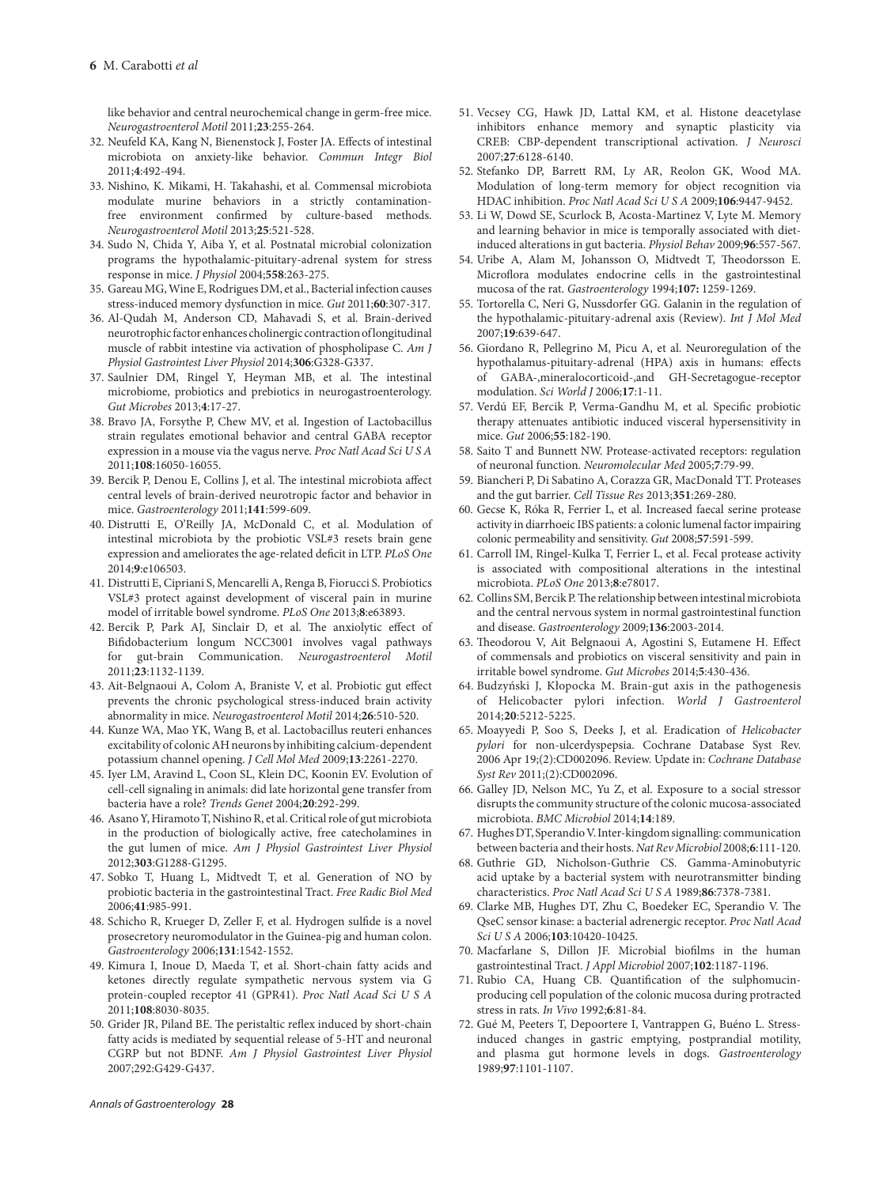like behavior and central neurochemical change in germ-free mice. *Neurogastroenterol Motil* 2011;**23**:255-264.

32. Neufeld KA, Kang N, Bienenstock J, Foster JA. Effects of intestinal microbiota on anxiety-like behavior. *Commun Integr Biol* 2011;**4**:492-494.
33. Nishino, K. Mikami, H. Takahashi, et al. Commensal microbiota modulate murine behaviors in a strictly contamination-free environment confirmed by culture-based methods. *Neurogastroenterol Motil* 2013;**25**:521-528.
34. Sudo N, Chida Y, Aiba Y, et al. Postnatal microbial colonization programs the hypothalamic-pituitary-adrenal system for stress response in mice. *J Physiol* 2004;**558**:263-275.
35. Gareau MG, Wine E, Rodrigues DM, et al., Bacterial infection causes stress-induced memory dysfunction in mice. *Gut* 2011;**60**:307-317.
36. Al-Qudah M, Anderson CD, Mahavadi S, et al. Brain-derived neurotrophic factor enhances cholinergic contraction of longitudinal muscle of rabbit intestine via activation of phospholipase C. *Am J Physiol Gastrointest Liver Physiol* 2014;**306**:G328-G337.
37. Saulnier DM, Ringel Y, Heyman MB, et al. The intestinal microbiome, probiotics and prebiotics in neurogastroenterology. *Gut Microbes* 2013;**4**:17-27.
38. Bravo JA, Forsythe P, Chew MV, et al. Ingestion of Lactobacillus strain regulates emotional behavior and central GABA receptor expression in a mouse via the vagus nerve. *Proc Natl Acad Sci U S A* 2011;**108**:16050-16055.
39. Bercik P, Denou E, Collins J, et al. The intestinal microbiota affect central levels of brain-derived neurotropic factor and behavior in mice. *Gastroenterology* 2011;**141**:599-609.
40. Distrutti E, O'Reilly JA, McDonald C, et al. Modulation of intestinal microbiota by the probiotic VSL#3 resets brain gene expression and ameliorates the age-related deficit in LTP. *PLoS One* 2014;**9**:e106503.
41. Distrutti E, Cipriani S, Mencarelli A, Renga B, Fiorucci S. Probiotics VSL#3 protect against development of visceral pain in murine model of irritable bowel syndrome. *PLoS One* 2013;**8**:e63893.
42. Bercik P, Park AJ, Sinclair D, et al. The anxiolytic effect of Bifidobacterium longum NCC3001 involves vagal pathways for gut-brain Communication. *Neurogastroenterol Motil* 2011;**23**:1132-1139.
43. Ait-Belgnaoui A, Colom A, Braniste V, et al. Probiotic gut effect prevents the chronic psychological stress-induced brain activity abnormality in mice. *Neurogastroenterol Motil* 2014;**26**:510-520.
44. Kunze WA, Mao YK, Wang B, et al. Lactobacillus reuteri enhances excitability of colonic AH neurons by inhibiting calcium-dependent potassium channel opening. *J Cell Mol Med* 2009;**13**:2261-2270.
45. Iyer LM, Aravind L, Coon SL, Klein DC, Koonin EV. Evolution of cell-cell signaling in animals: did late horizontal gene transfer from bacteria have a role? *Trends Genet* 2004;**20**:292-299.
46. Asano Y, Hiramoto T, Nishino R, et al. Critical role of gut microbiota in the production of biologically active, free catecholamines in the gut lumen of mice. *Am J Physiol Gastrointest Liver Physiol* 2012;**303**:G1288-G1295.
47. Sobko T, Huang L, Midtvedt T, et al. Generation of NO by probiotic bacteria in the gastrointestinal Tract. *Free Radic Biol Med* 2006;**41**:985-991.
48. Schicho R, Krueger D, Zeller F, et al. Hydrogen sulfide is a novel prosecretory neuromodulator in the Guinea-pig and human colon. *Gastroenterology* 2006;**131**:1542-1552.
49. Kimura I, Inoue D, Maeda T, et al. Short-chain fatty acids and ketones directly regulate sympathetic nervous system via G protein-coupled receptor 41 (GPR41). *Proc Natl Acad Sci U S A* 2011;**108**:8030-8035.
50. Grider JR, Piland BE. The peristaltic reflex induced by short-chain fatty acids is mediated by sequential release of 5-HT and neuronal CGRP but not BDNF. *Am J Physiol Gastrointest Liver Physiol* 2007;292:G429-G437.
51. Vecsey CG, Hawk JD, Lattal KM, et al. Histone deacetylase inhibitors enhance memory and synaptic plasticity via CREB: CBP-dependent transcriptional activation. *J Neurosci* 2007;**27**:6128-6140.
52. Stefanko DP, Barrett RM, Ly AR, Reolon GK, Wood MA. Modulation of long-term memory for object recognition via HDAC inhibition. *Proc Natl Acad Sci U S A* 2009;**106**:9447-9452.
53. Li W, Dowd SE, Scurlock B, Acosta-Martinez V, Lyte M. Memory and learning behavior in mice is temporally associated with diet-induced alterations in gut bacteria. *Physiol Behav* 2009;**96**:557-567.
54. Uribe A, Alam M, Johansson O, Midtvedt T, Theodorsson E. Microflora modulates endocrine cells in the gastrointestinal mucosa of the rat. *Gastroenterology* 1994;**107:** 1259-1269.
55. Tortorella C, Neri G, Nussdorfer GG. Galanin in the regulation of the hypothalamic-pituitary-adrenal axis (Review). *Int J Mol Med* 2007;**19**:639-647.
56. Giordano R, Pellegrino M, Picu A, et al. Neuroregulation of the hypothalamus-pituitary-adrenal (HPA) axis in humans: effects of GABA-,mineralocorticoid-,and GH-Secretagogue-receptor modulation. *Sci World J* 2006;**17**:1-11.
57. Verdú EF, Bercik P, Verma-Gandhu M, et al. Specific probiotic therapy attenuates antibiotic induced visceral hypersensitivity in mice. *Gut* 2006;**55**:182-190.
58. Saito T and Bunnett NW. Protease-activated receptors: regulation of neuronal function. *Neuromolecular Med* 2005;**7**:79-99.
59. Biancheri P, Di Sabatino A, Corazza GR, MacDonald TT. Proteases and the gut barrier. *Cell Tissue Res* 2013;**351**:269-280.
60. Gecse K, Róka R, Ferrier L, et al. Increased faecal serine protease activity in diarrhoeic IBS patients: a colonic lumenal factor impairing colonic permeability and sensitivity. *Gut* 2008;**57**:591-599.
61. Carroll IM, Ringel-Kulka T, Ferrier L, et al. Fecal protease activity is associated with compositional alterations in the intestinal microbiota. *PLoS One* 2013;**8**:e78017.
62. Collins SM, Bercik P. The relationship between intestinal microbiota and the central nervous system in normal gastrointestinal function and disease. *Gastroenterology* 2009;**136**:2003-2014.
63. Theodorou V, Ait Belgnaoui A, Agostini S, Eutamene H. Effect of commensals and probiotics on visceral sensitivity and pain in irritable bowel syndrome. *Gut Microbes* 2014;**5**:430-436.
64. Budzyński J, Kłopocka M. Brain-gut axis in the pathogenesis of Helicobacter pylori infection. *World J Gastroenterol* 2014;**20**:5212-5225.
65. Moayyedi P, Soo S, Deeks J, et al. Eradication of *Helicobacter pylori* for non-ulcerdyspepsia. Cochrane Database Syst Rev. 2006 Apr 19;(2):CD002096. Review. Update in: *Cochrane Database Syst Rev* 2011;(2):CD002096.
66. Galley JD, Nelson MC, Yu Z, et al. Exposure to a social stressor disrupts the community structure of the colonic mucosa-associated microbiota. *BMC Microbiol* 2014;**14**:189.
67. Hughes DT, Sperandio V. Inter-kingdom signalling: communication between bacteria and their hosts. *Nat Rev Microbiol* 2008;**6**:111-120.
68. Guthrie GD, Nicholson-Guthrie CS. Gamma-Aminobutyric acid uptake by a bacterial system with neurotransmitter binding characteristics. *Proc Natl Acad Sci U S A* 1989;**86**:7378-7381.
69. Clarke MB, Hughes DT, Zhu C, Boedeker EC, Sperandio V. The QseC sensor kinase: a bacterial adrenergic receptor. *Proc Natl Acad Sci U S A* 2006;**103**:10420-10425.
70. Macfarlane S, Dillon JF. Microbial biofilms in the human gastrointestinal Tract. *J Appl Microbiol* 2007;**102**:1187-1196.
71. Rubio CA, Huang CB. Quantification of the sulphomucin-producing cell population of the colonic mucosa during protracted stress in rats. *In Vivo* 1992;**6**:81-84.
72. Gué M, Peeters T, Depoortere I, Vantrappen G, Buéno L. Stress-induced changes in gastric emptying, postprandial motility, and plasma gut hormone levels in dogs. *Gastroenterology* 1989;**97**:1101-1107.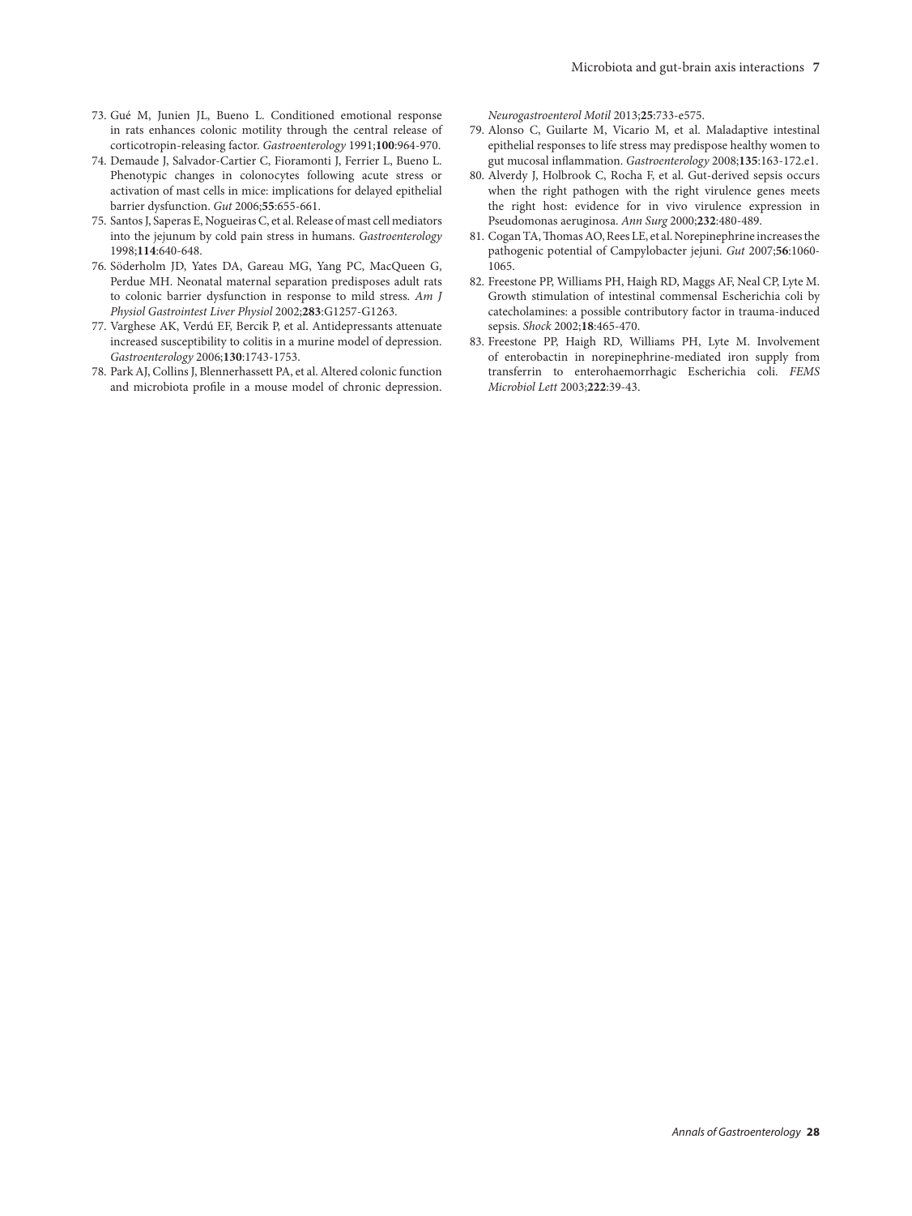73. Gué M, Junien JL, Bueno L. Conditioned emotional response in rats enhances colonic motility through the central release of corticotropin-releasing factor. *Gastroenterology* 1991;**100**:964-970.
74. Demaude J, Salvador-Cartier C, Fioramonti J, Ferrier L, Bueno L. Phenotypic changes in colonocytes following acute stress or activation of mast cells in mice: implications for delayed epithelial barrier dysfunction. *Gut* 2006;**55**:655-661.
75. Santos J, Saperas E, Nogueiras C, et al. Release of mast cell mediators into the jejunum by cold pain stress in humans. *Gastroenterology* 1998;**114**:640-648.
76. Söderholm JD, Yates DA, Gareau MG, Yang PC, MacQueen G, Perdue MH. Neonatal maternal separation predisposes adult rats to colonic barrier dysfunction in response to mild stress. *Am J Physiol Gastrointest Liver Physiol* 2002;**283**:G1257-G1263.
77. Varghese AK, Verdú EF, Bercik P, et al. Antidepressants attenuate increased susceptibility to colitis in a murine model of depression. *Gastroenterology* 2006;**130**:1743-1753.
78. Park AJ, Collins J, Blennerhassett PA, et al. Altered colonic function and microbiota profile in a mouse model of chronic depression. *Neurogastroenterol Motil* 2013;**25**:733-e575.
79. Alonso C, Guilarte M, Vicario M, et al. Maladaptive intestinal epithelial responses to life stress may predispose healthy women to gut mucosal inflammation. *Gastroenterology* 2008;**135**:163-172.e1.
80. Alverdy J, Holbrook C, Rocha F, et al. Gut-derived sepsis occurs when the right pathogen with the right virulence genes meets the right host: evidence for in vivo virulence expression in Pseudomonas aeruginosa. *Ann Surg* 2000;**232**:480-489.
81. Cogan TA, Thomas AO, Rees LE, et al. Norepinephrine increases the pathogenic potential of Campylobacter jejuni. *Gut* 2007;**56**:1060-1065.
82. Freestone PP, Williams PH, Haigh RD, Maggs AF, Neal CP, Lyte M. Growth stimulation of intestinal commensal Escherichia coli by catecholamines: a possible contributory factor in trauma-induced sepsis. *Shock* 2002;**18**:465-470.
83. Freestone PP, Haigh RD, Williams PH, Lyte M. Involvement of enterobactin in norepinephrine-mediated iron supply from transferrin to enterohaemorrhagic Escherichia coli. *FEMS Microbiol Lett* 2003;**222**:39-43.